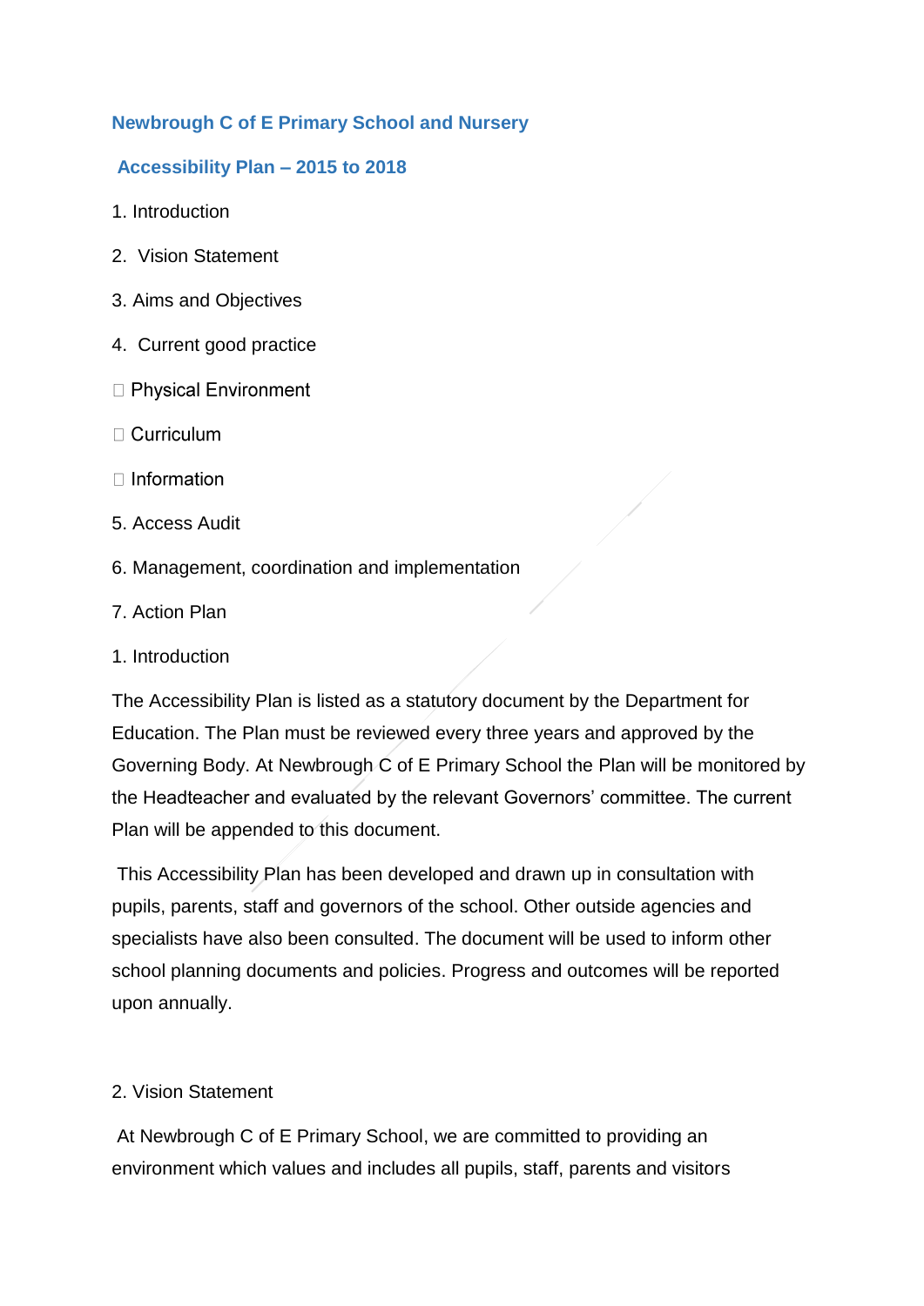# Newbrough C of E Primary School and Nursery

## Accessibility Plan – 2015 to 2018

1. Introduction

2. Vision Statement

3. Aims and Objectives

4. Current good practice

- Physical Environment
- Curriculum
- Information

5. Access Audit

6. Management, coordination and implementation

7. Action Plan

### 1. Introduction

The Accessibility Plan is listed as a statutory document by the Department for Education. The Plan must be reviewed every three years and approved by the Governing Body. At Newbrough C of E Primary School the Plan will be monitored by the Headteacher and evaluated by the relevant Governors' committee. The current Plan will be appended to this document.

This Accessibility Plan has been developed and drawn up in consultation with pupils, parents, staff and governors of the school. Other outside agencies and specialists have also been consulted. The document will be used to inform other school planning documents and policies. Progress and outcomes will be reported upon annually.

### 2. Vision Statement

At Newbrough C of E Primary School, we are committed to providing an environment which values and includes all pupils, staff, parents and visitors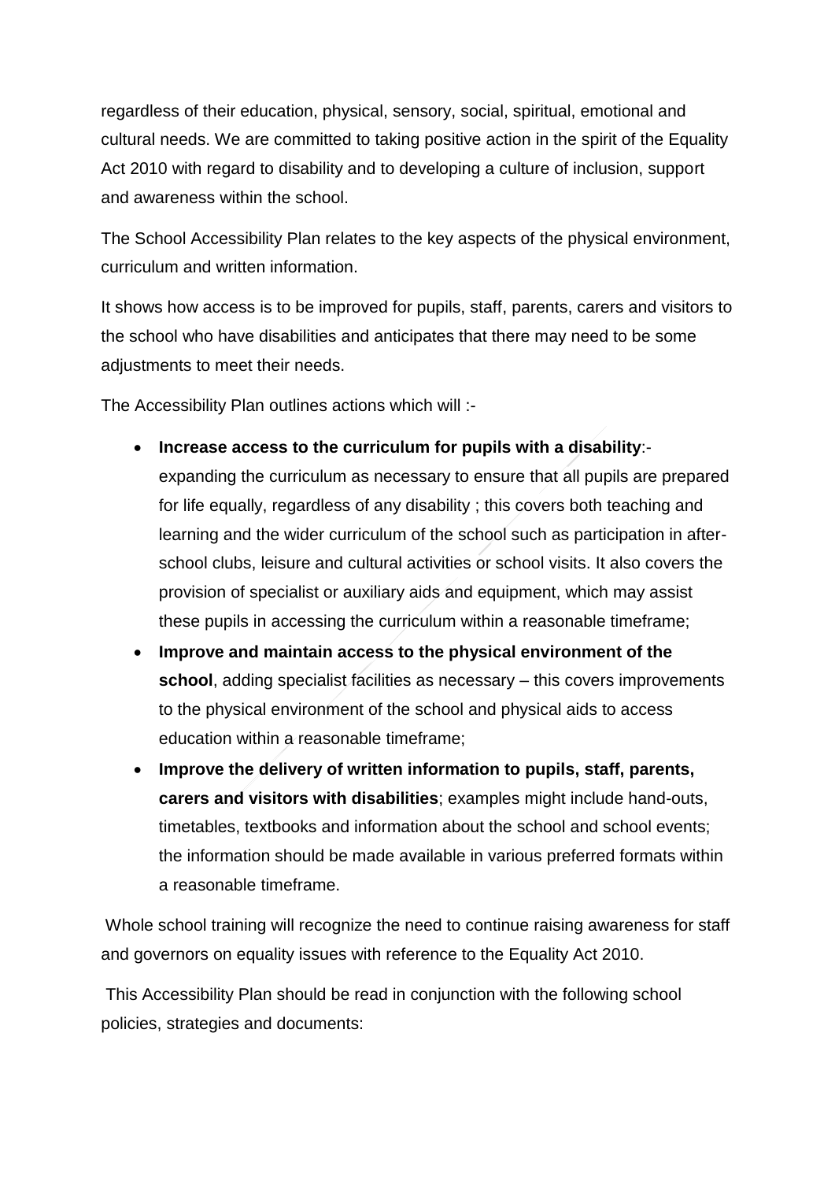regardless of their education, physical, sensory, social, spiritual, emotional and cultural needs. We are committed to taking positive action in the spirit of the Equality Act 2010 with regard to disability and to developing a culture of inclusion, support and awareness within the school.

The School Accessibility Plan relates to the key aspects of the physical environment, curriculum and written information.

It shows how access is to be improved for pupils, staff, parents, carers and visitors to the school who have disabilities and anticipates that there may need to be some adjustments to meet their needs.

The Accessibility Plan outlines actions which will :-

- **Increase access to the curriculum for pupils with a disability**:- expanding the curriculum as necessary to ensure that all pupils are prepared for life equally, regardless of any disability ; this covers both teaching and learning and the wider curriculum of the school such as participation in after-school clubs, leisure and cultural activities or school visits. It also covers the provision of specialist or auxiliary aids and equipment, which may assist these pupils in accessing the curriculum within a reasonable timeframe;
- **Improve and maintain access to the physical environment of the school**, adding specialist facilities as necessary – this covers improvements to the physical environment of the school and physical aids to access education within a reasonable timeframe;
- **Improve the delivery of written information to pupils, staff, parents, carers and visitors with disabilities**; examples might include hand-outs, timetables, textbooks and information about the school and school events; the information should be made available in various preferred formats within a reasonable timeframe.

Whole school training will recognize the need to continue raising awareness for staff and governors on equality issues with reference to the Equality Act 2010.

This Accessibility Plan should be read in conjunction with the following school policies, strategies and documents: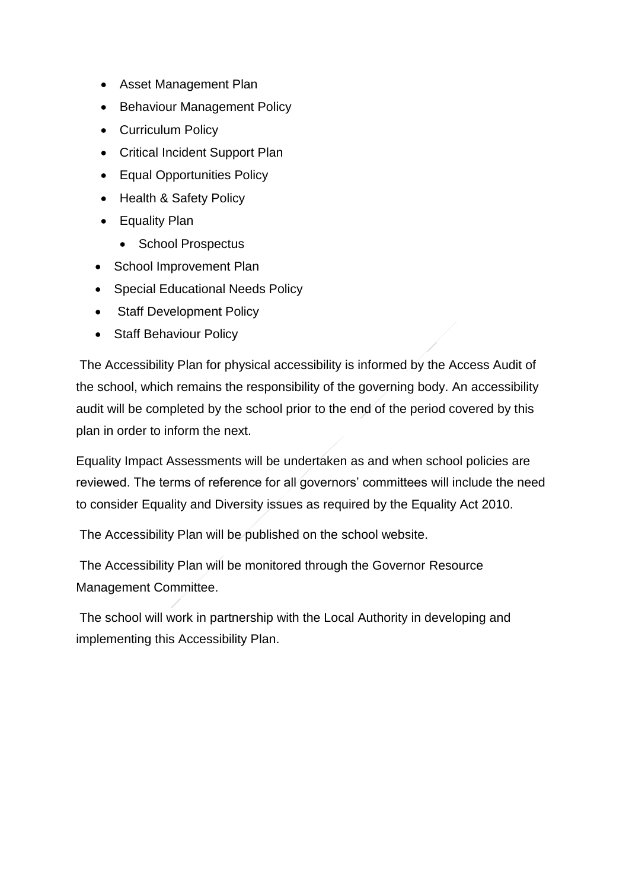- Asset Management Plan
- Behaviour Management Policy
- Curriculum Policy
- Critical Incident Support Plan
- Equal Opportunities Policy
- Health & Safety Policy
- Equality Plan
- School Prospectus
- School Improvement Plan
- Special Educational Needs Policy
- Staff Development Policy
- Staff Behaviour Policy

The Accessibility Plan for physical accessibility is informed by the Access Audit of the school, which remains the responsibility of the governing body. An accessibility audit will be completed by the school prior to the end of the period covered by this plan in order to inform the next.

Equality Impact Assessments will be undertaken as and when school policies are reviewed. The terms of reference for all governors' committees will include the need to consider Equality and Diversity issues as required by the Equality Act 2010.

The Accessibility Plan will be published on the school website.

The Accessibility Plan will be monitored through the Governor Resource Management Committee.

The school will work in partnership with the Local Authority in developing and implementing this Accessibility Plan.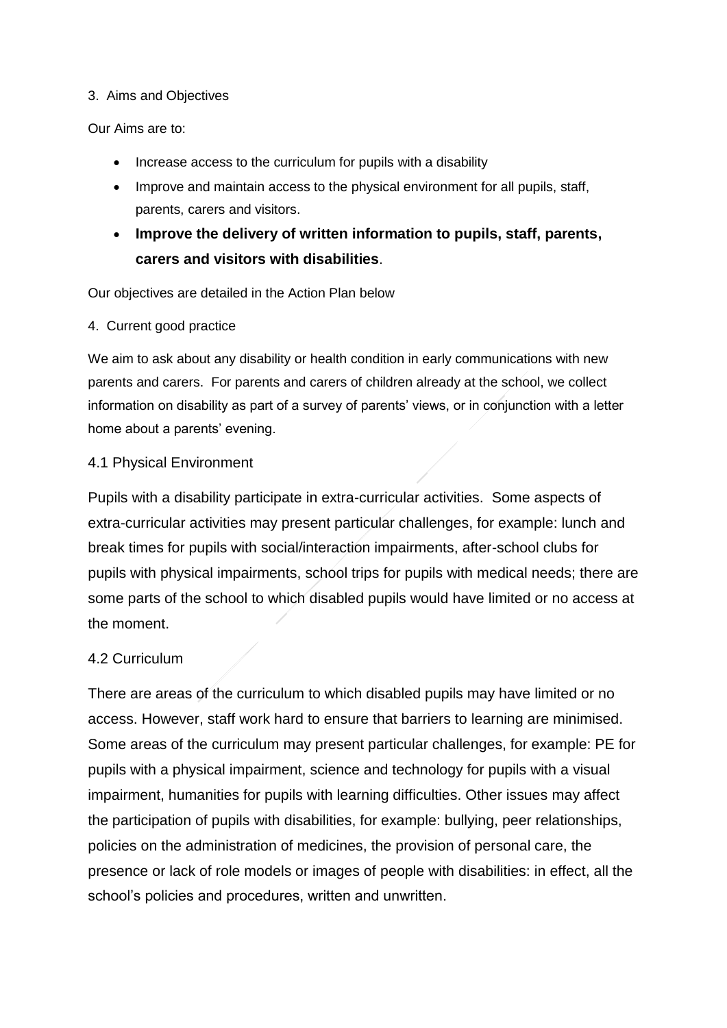## 3. Aims and Objectives

Our Aims are to:

- Increase access to the curriculum for pupils with a disability
- Improve and maintain access to the physical environment for all pupils, staff, parents, carers and visitors.
- **Improve the delivery of written information to pupils, staff, parents, carers and visitors with disabilities**.

Our objectives are detailed in the Action Plan below

## 4. Current good practice

We aim to ask about any disability or health condition in early communications with new parents and carers. For parents and carers of children already at the school, we collect information on disability as part of a survey of parents' views, or in conjunction with a letter home about a parents' evening.

### 4.1 Physical Environment

Pupils with a disability participate in extra-curricular activities. Some aspects of extra-curricular activities may present particular challenges, for example: lunch and break times for pupils with social/interaction impairments, after-school clubs for pupils with physical impairments, school trips for pupils with medical needs; there are some parts of the school to which disabled pupils would have limited or no access at the moment.

### 4.2 Curriculum

There are areas of the curriculum to which disabled pupils may have limited or no access. However, staff work hard to ensure that barriers to learning are minimised. Some areas of the curriculum may present particular challenges, for example: PE for pupils with a physical impairment, science and technology for pupils with a visual impairment, humanities for pupils with learning difficulties. Other issues may affect the participation of pupils with disabilities, for example: bullying, peer relationships, policies on the administration of medicines, the provision of personal care, the presence or lack of role models or images of people with disabilities: in effect, all the school's policies and procedures, written and unwritten.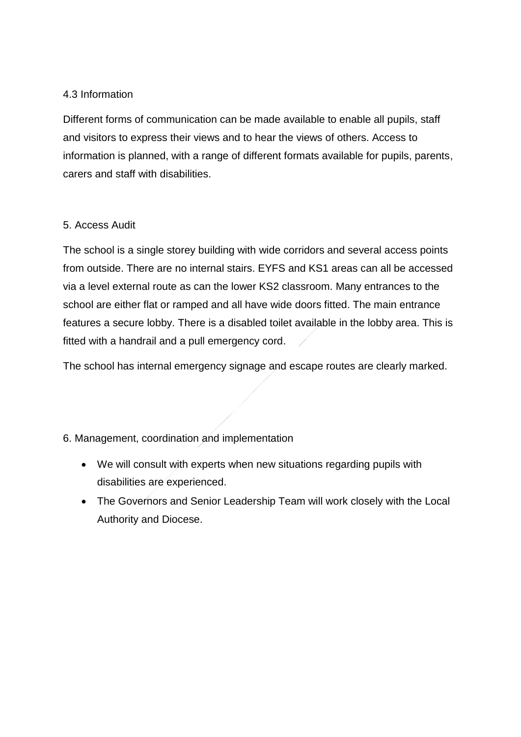### 4.3 Information

Different forms of communication can be made available to enable all pupils, staff and visitors to express their views and to hear the views of others. Access to information is planned, with a range of different formats available for pupils, parents, carers and staff with disabilities.

## 5. Access Audit

The school is a single storey building with wide corridors and several access points from outside. There are no internal stairs. EYFS and KS1 areas can all be accessed via a level external route as can the lower KS2 classroom. Many entrances to the school are either flat or ramped and all have wide doors fitted. The main entrance features a secure lobby. There is a disabled toilet available in the lobby area. This is fitted with a handrail and a pull emergency cord.

The school has internal emergency signage and escape routes are clearly marked.

## 6. Management, coordination and implementation

- We will consult with experts when new situations regarding pupils with disabilities are experienced.
- The Governors and Senior Leadership Team will work closely with the Local Authority and Diocese.